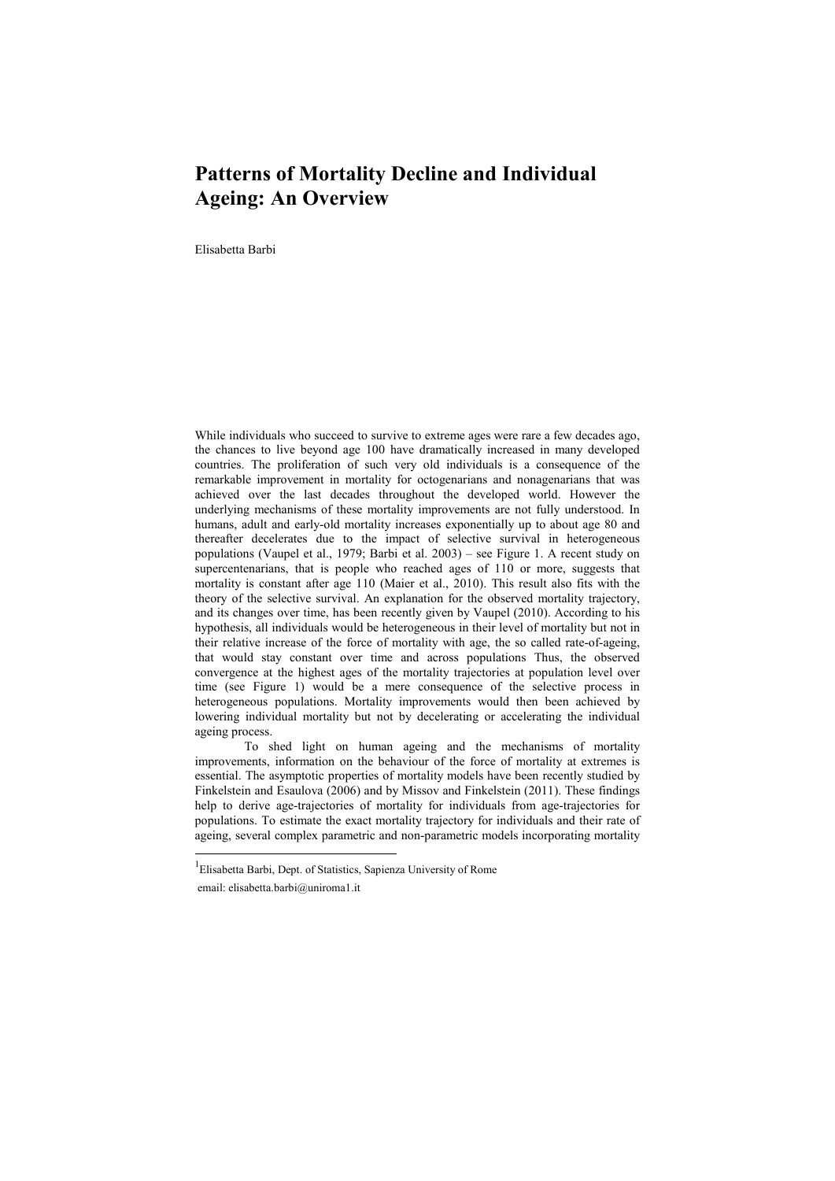# Patterns of Mortality Decline and Individual Ageing: An Overview

Elisabetta Barbi

While individuals who succeed to survive to extreme ages were rare a few decades ago, the chances to live beyond age 100 have dramatically increased in many developed countries. The proliferation of such very old individuals is a consequence of the remarkable improvement in mortality for octogenarians and nonagenarians that was achieved over the last decades throughout the developed world. However the underlying mechanisms of these mortality improvements are not fully understood. In humans, adult and early-old mortality increases exponentially up to about age 80 and thereafter decelerates due to the impact of selective survival in heterogeneous populations (Vaupel et al., 1979; Barbi et al. 2003) – see Figure 1. A recent study on supercentenarians, that is people who reached ages of 110 or more, suggests that mortality is constant after age 110 (Maier et al., 2010). This result also fits with the theory of the selective survival. An explanation for the observed mortality trajectory, and its changes over time, has been recently given by Vaupel (2010). According to his hypothesis, all individuals would be heterogeneous in their level of mortality but not in their relative increase of the force of mortality with age, the so called rate-of-ageing, that would stay constant over time and across populations Thus, the observed convergence at the highest ages of the mortality trajectories at population level over time (see Figure 1) would be a mere consequence of the selective process in heterogeneous populations. Mortality improvements would then been achieved by lowering individual mortality but not by decelerating or accelerating the individual ageing process.

To shed light on human ageing and the mechanisms of mortality improvements, information on the behaviour of the force of mortality at extremes is essential. The asymptotic properties of mortality models have been recently studied by Finkelstein and Esaulova (2006) and by Missov and Finkelstein (2011). These findings help to derive age-trajectories of mortality for individuals from age-trajectories for populations. To estimate the exact mortality trajectory for individuals and their rate of ageing, several complex parametric and non-parametric models incorporating mortality

---

[1] Elisabetta Barbi, Dept. of Statistics, Sapienza University of Rome

email: elisabetta.barbi@uniroma1.it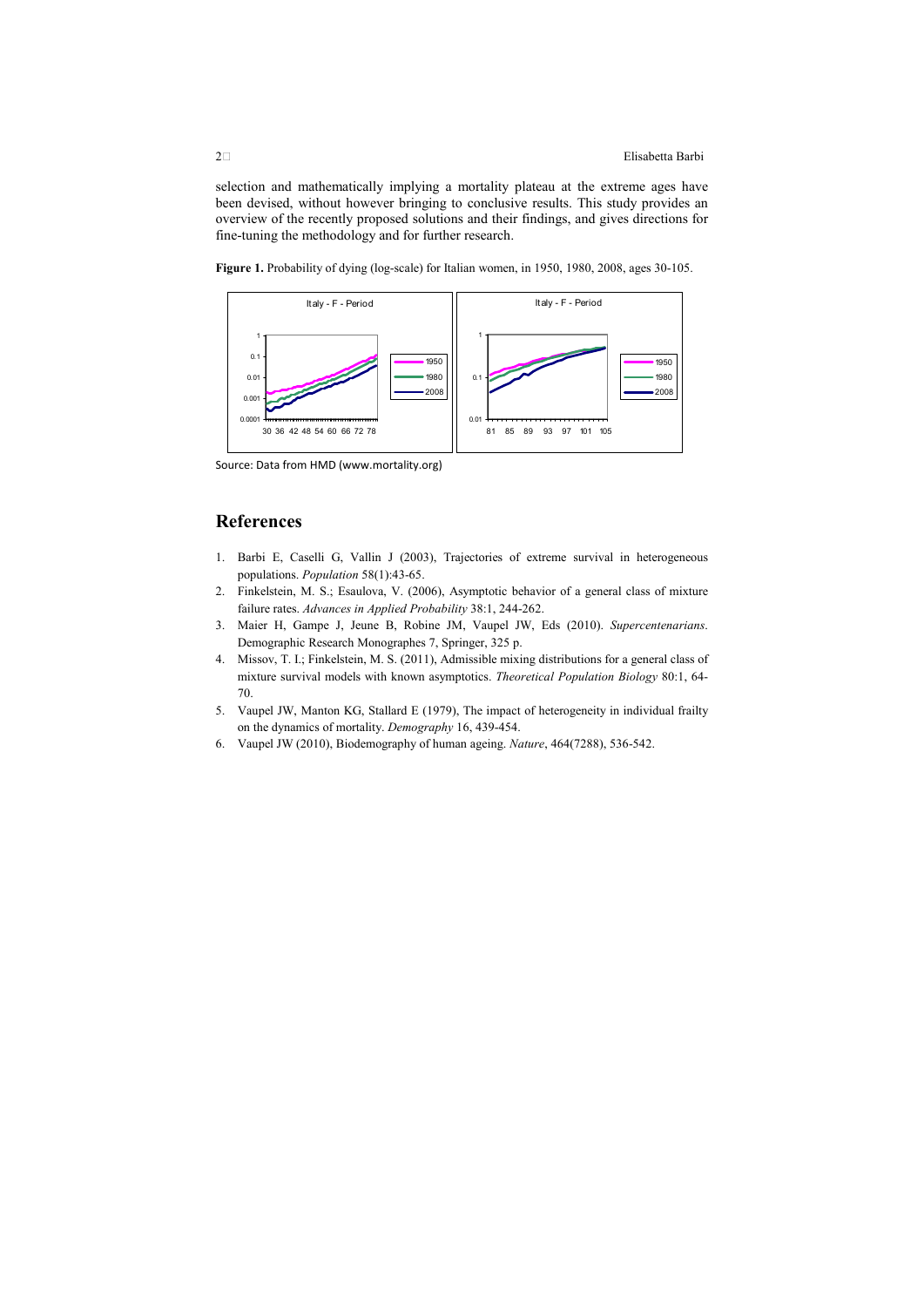selection and mathematically implying a mortality plateau at the extreme ages have been devised, without however bringing to conclusive results. This study provides an overview of the recently proposed solutions and their findings, and gives directions for fine-tuning the methodology and for further research.

**Figure 1.** Probability of dying (log-scale) for Italian women, in 1950, 1980, 2008, ages 30-105.

Italy - F - Period

1
0.1
0.01
0.001
0.0001
30 36 42 48 54 60 66 72 78

1950
1980
2008

Italy - F - Period

1
0.1
0.01
81 85 89 93 97 101 105

1950
1980
2008

Source: Data from HMD (www.mortality.org)

## References

1. Barbi E, Caselli G, Vallin J (2003), Trajectories of extreme survival in heterogeneous populations. *Population* 58(1):43-65.
2. Finkelstein, M. S.; Esaulova, V. (2006), Asymptotic behavior of a general class of mixture failure rates. *Advances in Applied Probability* 38:1, 244-262.
3. Maier H, Gampe J, Jeune B, Robine JM, Vaupel JW, Eds (2010). *Supercentenarians*. Demographic Research Monographes 7, Springer, 325 p.
4. Missov, T. I.; Finkelstein, M. S. (2011), Admissible mixing distributions for a general class of mixture survival models with known asymptotics. *Theoretical Population Biology* 80:1, 64-70.
5. Vaupel JW, Manton KG, Stallard E (1979), The impact of heterogeneity in individual frailty on the dynamics of mortality. *Demography* 16, 439-454.
6. Vaupel JW (2010), Biodemography of human ageing. *Nature*, 464(7288), 536-542.